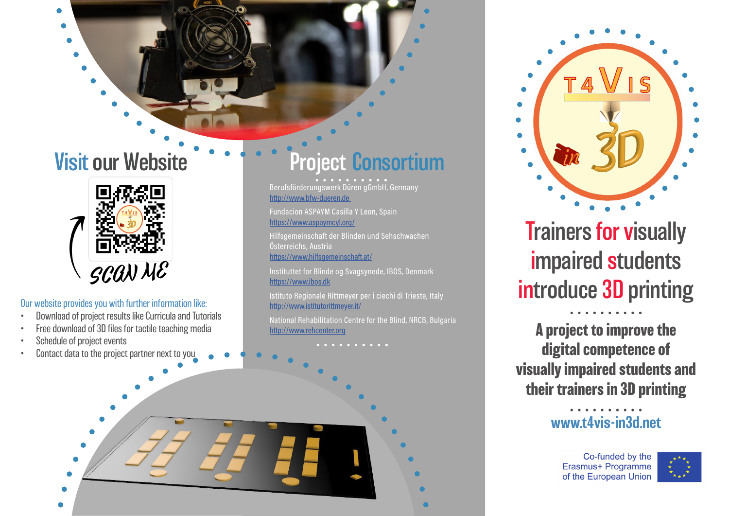## Visit our Website

SCAN ME

Our website provides you with further information like:

- Download of project results like Curricula and Tutorials
- Free download of 3D files for tactile teaching media
- Schedule of project events
- Contact data to the project partner next to you

## Project Consortium

Berufsförderungswerk Düren gGmbH, Germany
http://www.bfw-dueren.de

Fundacion ASPAYM Casilla Y Leon, Spain
https://www.aspaymcyl.org/

Hilfsgemeinschaft der Blinden und Sehschwachen Österreichs, Austria
https://www.hilfsgemeinschaft.at/

Instituttet for Blinde og Svagsynede, IBOS, Denmark
https://www.ibos.dk

Istituto Regionale Rittmeyer per i ciechi di Trieste, Italy
http://www.istitutorittmeyer.it/

National Rehabilitation Centre for the Blind, NRCB, Bulgaria
http://www.rehcenter.org

# T4VIS in 3D

# Trainers for visually impaired students introduce 3D printing

**A project to improve the digital competence of visually impaired students and their trainers in 3D printing**

www.t4vis-in3d.net

Co-funded by the Erasmus+ Programme of the European Union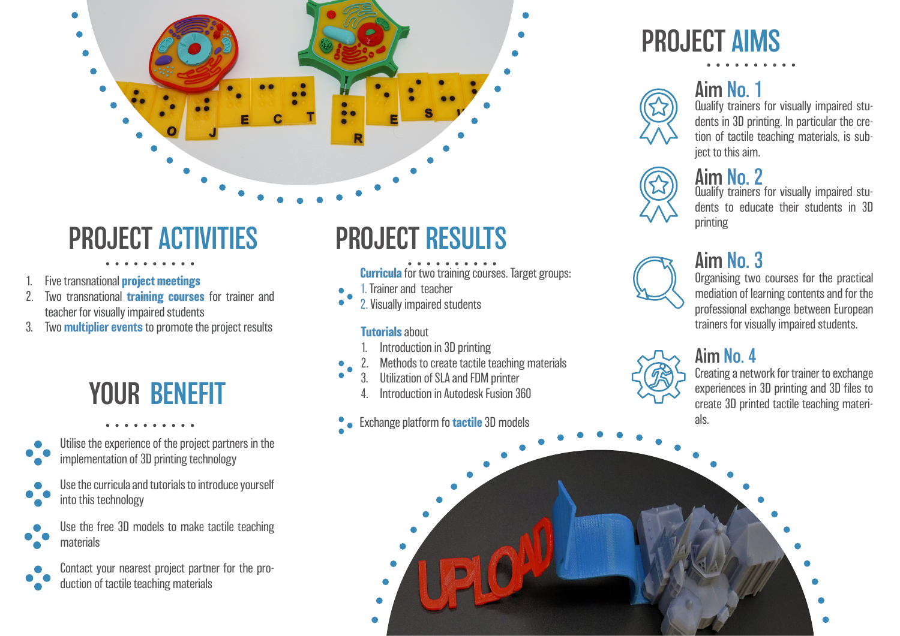# PROJECT ACTIVITIES

1. Five transnational **project meetings**
2. Two transnational **training courses** for trainer and teacher for visually impaired students
3. Two **multiplier events** to promote the project results

# YOUR BENEFIT

- Utilise the experience of the project partners in the implementation of 3D printing technology
- Use the curricula and tutorials to introduce yourself into this technology
- Use the free 3D models to make tactile teaching materials
- Contact your nearest project partner for the production of tactile teaching materials

# PROJECT RESULTS

**Curricula** for two training courses. Target groups:

1. Trainer and teacher
2. Visually impaired students

**Tutorials** about

1. Introduction in 3D printing
2. Methods to create tactile teaching materials
3. Utilization of SLA and FDM printer
4. Introduction in Autodesk Fusion 360

Exchange platform fo **tactile** 3D models

# PROJECT AIMS

## Aim No. 1

Qualify trainers for visually impaired students in 3D printing. In particular the creation of tactile teaching materials, is subject to this aim.

## Aim No. 2

Qualify trainers for visually impaired students to educate their students in 3D printing

## Aim No. 3

Organising two courses for the practical mediation of learning contents and for the professional exchange between European trainers for visually impaired students.

## Aim No. 4

Creating a network for trainer to exchange experiences in 3D printing and 3D files to create 3D printed tactile teaching materials.